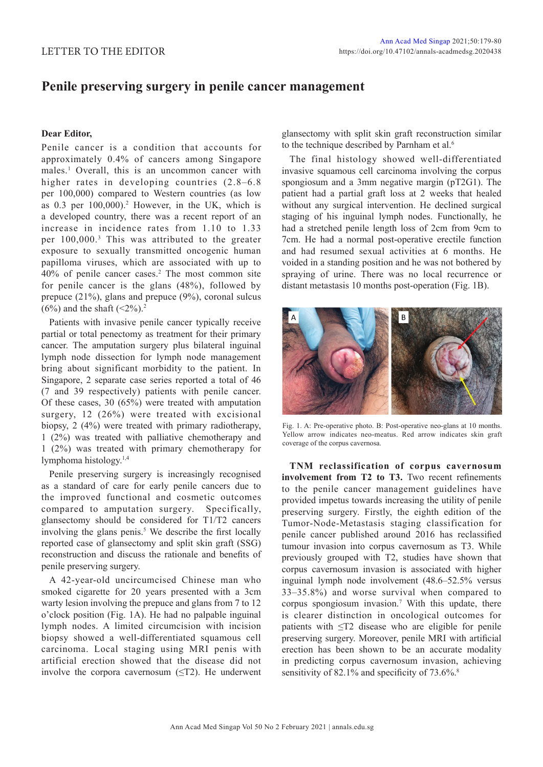LETTER TO THE EDITOR

# Penile preserving surgery in penile cancer management

**Dear Editor,**

Penile cancer is a condition that accounts for approximately 0.4% of cancers among Singapore males.[1] Overall, this is an uncommon cancer with higher rates in developing countries (2.8–6.8 per 100,000) compared to Western countries (as low as 0.3 per 100,000).[2] However, in the UK, which is a developed country, there was a recent report of an increase in incidence rates from 1.10 to 1.33 per 100,000.[3] This was attributed to the greater exposure to sexually transmitted oncogenic human papilloma viruses, which are associated with up to 40% of penile cancer cases.[2] The most common site for penile cancer is the glans (48%), followed by prepuce (21%), glans and prepuce (9%), coronal sulcus (6%) and the shaft (<2%).[2]

Patients with invasive penile cancer typically receive partial or total penectomy as treatment for their primary cancer. The amputation surgery plus bilateral inguinal lymph node dissection for lymph node management bring about significant morbidity to the patient. In Singapore, 2 separate case series reported a total of 46 (7 and 39 respectively) patients with penile cancer. Of these cases, 30 (65%) were treated with amputation surgery, 12 (26%) were treated with excisional biopsy, 2 (4%) were treated with primary radiotherapy, 1 (2%) was treated with palliative chemotherapy and 1 (2%) was treated with primary chemotherapy for lymphoma histology.[1,4]

Penile preserving surgery is increasingly recognised as a standard of care for early penile cancers due to the improved functional and cosmetic outcomes compared to amputation surgery. Specifically, glansectomy should be considered for T1/T2 cancers involving the glans penis.[5] We describe the first locally reported case of glansectomy and split skin graft (SSG) reconstruction and discuss the rationale and benefits of penile preserving surgery.

A 42-year-old uncircumcised Chinese man who smoked cigarette for 20 years presented with a 3cm warty lesion involving the prepuce and glans from 7 to 12 o'clock position (Fig. 1A). He had no palpable inguinal lymph nodes. A limited circumcision with incision biopsy showed a well-differentiated squamous cell carcinoma. Local staging using MRI penis with artificial erection showed that the disease did not involve the corpora cavernosum (≤T2). He underwent glansectomy with split skin graft reconstruction similar to the technique described by Parnham et al.[6]

The final histology showed well-differentiated invasive squamous cell carcinoma involving the corpus spongiosum and a 3mm negative margin (pT2G1). The patient had a partial graft loss at 2 weeks that healed without any surgical intervention. He declined surgical staging of his inguinal lymph nodes. Functionally, he had a stretched penile length loss of 2cm from 9cm to 7cm. He had a normal post-operative erectile function and had resumed sexual activities at 6 months. He voided in a standing position and he was not bothered by spraying of urine. There was no local recurrence or distant metastasis 10 months post-operation (Fig. 1B).

Fig. 1. A: Pre-operative photo. B: Post-operative neo-glans at 10 months. Yellow arrow indicates neo-meatus. Red arrow indicates skin graft coverage of the corpus cavernosa.

**TNM reclassification of corpus cavernosum involvement from T2 to T3.** Two recent refinements to the penile cancer management guidelines have provided impetus towards increasing the utility of penile preserving surgery. Firstly, the eighth edition of the Tumor-Node-Metastasis staging classification for penile cancer published around 2016 has reclassified tumour invasion into corpus cavernosum as T3. While previously grouped with T2, studies have shown that corpus cavernosum invasion is associated with higher inguinal lymph node involvement (48.6–52.5% versus 33–35.8%) and worse survival when compared to corpus spongiosum invasion.[7] With this update, there is clearer distinction in oncological outcomes for patients with ≤T2 disease who are eligible for penile preserving surgery. Moreover, penile MRI with artificial erection has been shown to be an accurate modality in predicting corpus cavernosum invasion, achieving sensitivity of 82.1% and specificity of 73.6%.[8]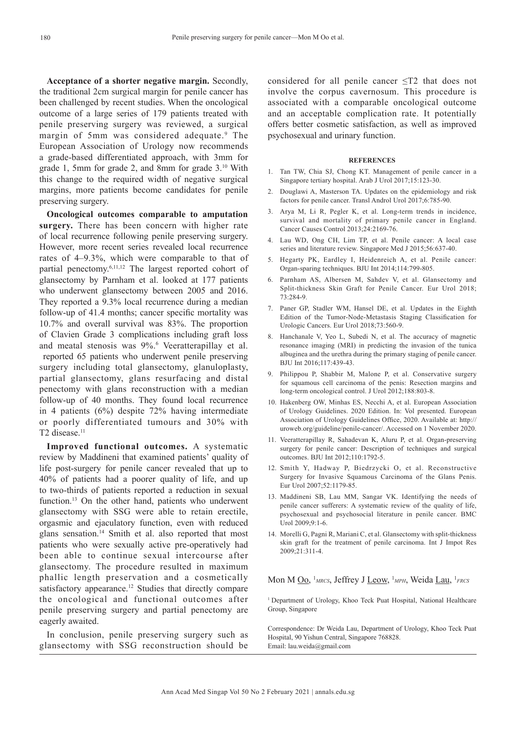**Acceptance of a shorter negative margin.** Secondly, the traditional 2cm surgical margin for penile cancer has been challenged by recent studies. When the oncological outcome of a large series of 179 patients treated with penile preserving surgery was reviewed, a surgical margin of 5mm was considered adequate.[9] The European Association of Urology now recommends a grade-based differentiated approach, with 3mm for grade 1, 5mm for grade 2, and 8mm for grade 3.[10] With this change to the required width of negative surgical margins, more patients become candidates for penile preserving surgery.

**Oncological outcomes comparable to amputation surgery.** There has been concern with higher rate of local recurrence following penile preserving surgery. However, more recent series revealed local recurrence rates of 4–9.3%, which were comparable to that of partial penectomy.[6,11,12] The largest reported cohort of glansectomy by Parnham et al. looked at 177 patients who underwent glansectomy between 2005 and 2016. They reported a 9.3% local recurrence during a median follow-up of 41.4 months; cancer specific mortality was 10.7% and overall survival was 83%. The proportion of Clavien Grade 3 complications including graft loss and meatal stenosis was 9%.[6] Veeratterapillay et al. reported 65 patients who underwent penile preserving surgery including total glansectomy, glanuloplasty, partial glansectomy, glans resurfacing and distal penectomy with glans reconstruction with a median follow-up of 40 months. They found local recurrence in 4 patients (6%) despite 72% having intermediate or poorly differentiated tumours and 30% with T2 disease.[11]

**Improved functional outcomes.** A systematic review by Maddineni that examined patients' quality of life post-surgery for penile cancer revealed that up to 40% of patients had a poorer quality of life, and up to two-thirds of patients reported a reduction in sexual function.[13] On the other hand, patients who underwent glansectomy with SSG were able to retain erectile, orgasmic and ejaculatory function, even with reduced glans sensation.[14] Smith et al. also reported that most patients who were sexually active pre-operatively had been able to continue sexual intercourse after glansectomy. The procedure resulted in maximum phallic length preservation and a cosmetically satisfactory appearance.[12] Studies that directly compare the oncological and functional outcomes after penile preserving surgery and partial penectomy are eagerly awaited.

In conclusion, penile preserving surgery such as glansectomy with SSG reconstruction should be considered for all penile cancer ≤T2 that does not involve the corpus cavernosum. This procedure is associated with a comparable oncological outcome and an acceptable complication rate. It potentially offers better cosmetic satisfaction, as well as improved psychosexual and urinary function.

## REFERENCES

1. Tan TW, Chia SJ, Chong KT. Management of penile cancer in a Singapore tertiary hospital. Arab J Urol 2017;15:123-30.
2. Douglawi A, Masterson TA. Updates on the epidemiology and risk factors for penile cancer. Transl Androl Urol 2017;6:785-90.
3. Arya M, Li R, Pegler K, et al. Long-term trends in incidence, survival and mortality of primary penile cancer in England. Cancer Causes Control 2013;24:2169-76.
4. Lau WD, Ong CH, Lim TP, et al. Penile cancer: A local case series and literature review. Singapore Med J 2015;56:637-40.
5. Hegarty PK, Eardley I, Heidenreich A, et al. Penile cancer: Organ-sparing techniques. BJU Int 2014;114:799-805.
6. Parnham AS, Albersen M, Sahdev V, et al. Glansectomy and Split-thickness Skin Graft for Penile Cancer. Eur Urol 2018; 73:284-9.
7. Paner GP, Stadler WM, Hansel DE, et al. Updates in the Eighth Edition of the Tumor-Node-Metastasis Staging Classification for Urologic Cancers. Eur Urol 2018;73:560-9.
8. Hanchanale V, Yeo L, Subedi N, et al. The accuracy of magnetic resonance imaging (MRI) in predicting the invasion of the tunica albuginea and the urethra during the primary staging of penile cancer. BJU Int 2016;117:439-43.
9. Philippou P, Shabbir M, Malone P, et al. Conservative surgery for squamous cell carcinoma of the penis: Resection margins and long-term oncological control. J Urol 2012;188:803-8.
10. Hakenberg OW, Minhas ES, Necchi A, et al. European Association of Urology Guidelines. 2020 Edition. In: Vol presented. European Association of Urology Guidelines Office, 2020. Available at: http://uroweb.org/guideline/penile-cancer/. Accessed on 1 November 2020.
11. Veeratterapillay R, Sahadevan K, Aluru P, et al. Organ-preserving surgery for penile cancer: Description of techniques and surgical outcomes. BJU Int 2012;110:1792-5.
12. Smith Y, Hadway P, Biedrzycki O, et al. Reconstructive Surgery for Invasive Squamous Carcinoma of the Glans Penis. Eur Urol 2007;52:1179-85.
13. Maddineni SB, Lau MM, Sangar VK. Identifying the needs of penile cancer sufferers: A systematic review of the quality of life, psychosexual and psychosocial literature in penile cancer. BMC Urol 2009;9:1-6.
14. Morelli G, Pagni R, Mariani C, et al. Glansectomy with split-thickness skin graft for the treatment of penile carcinoma. Int J Impot Res 2009;21:311-4.

Mon M Oo, [1]*MRCS*, Jeffrey J Leow, [1]*MPH*, Weida Lau, [1]*FRCS*

[1] Department of Urology, Khoo Teck Puat Hospital, National Healthcare Group, Singapore

Correspondence: Dr Weida Lau, Department of Urology, Khoo Teck Puat Hospital, 90 Yishun Central, Singapore 768828.
Email: lau.weida@gmail.com